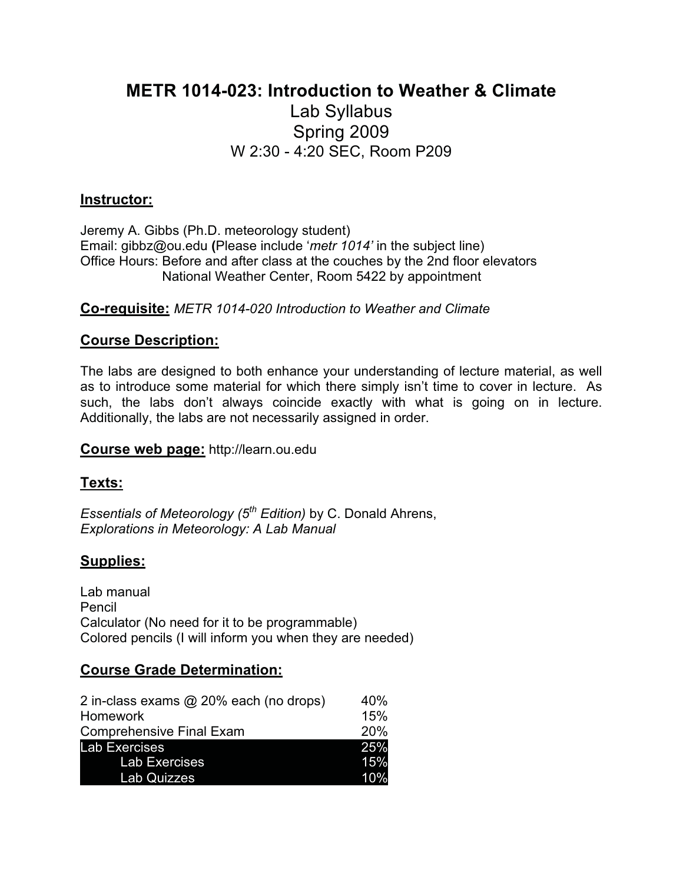# METR 1014-023: Introduction to Weather & Climate

Lab Syllabus

Spring 2009

W 2:30 - 4:20 SEC, Room P209

## Instructor:

Jeremy A. Gibbs (Ph.D. meteorology student)
Email: gibbz@ou.edu (Please include '*metr 1014'* in the subject line)
Office Hours: Before and after class at the couches by the 2nd floor elevators
National Weather Center, Room 5422 by appointment

**Co-requisite:** *METR 1014-020 Introduction to Weather and Climate*

## Course Description:

The labs are designed to both enhance your understanding of lecture material, as well as to introduce some material for which there simply isn't time to cover in lecture. As such, the labs don't always coincide exactly with what is going on in lecture. Additionally, the labs are not necessarily assigned in order.

**Course web page:** http://learn.ou.edu

## Texts:

*Essentials of Meteorology (5th Edition)* by C. Donald Ahrens,
*Explorations in Meteorology: A Lab Manual*

## Supplies:

Lab manual
Pencil
Calculator (No need for it to be programmable)
Colored pencils (I will inform you when they are needed)

## Course Grade Determination:

| Component | Weight |
|---|---|
| 2 in-class exams @ 20% each (no drops) | 40% |
| Homework | 15% |
| Comprehensive Final Exam | 20% |
| **Lab Exercises** | **25%** |
| Lab Exercises | 15% |
| Lab Quizzes | 10% |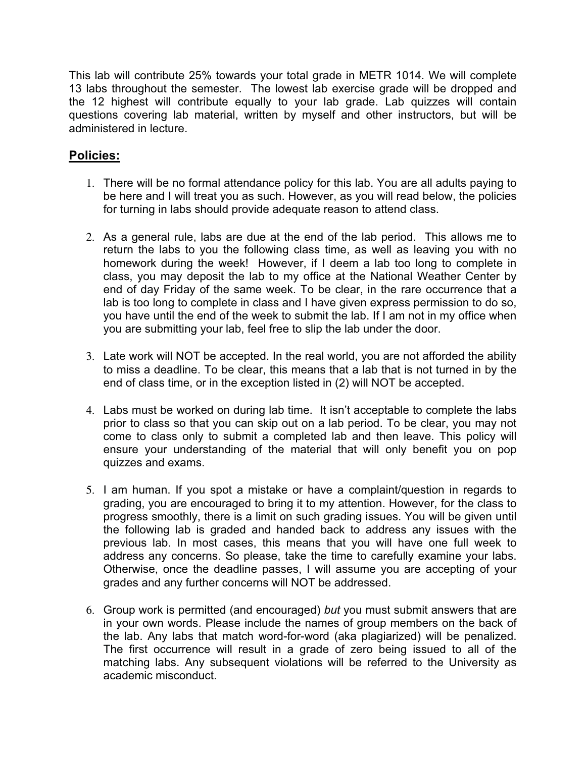This lab will contribute 25% towards your total grade in METR 1014. We will complete 13 labs throughout the semester. The lowest lab exercise grade will be dropped and the 12 highest will contribute equally to your lab grade. Lab quizzes will contain questions covering lab material, written by myself and other instructors, but will be administered in lecture.

## **Policies:**

1. There will be no formal attendance policy for this lab. You are all adults paying to be here and I will treat you as such. However, as you will read below, the policies for turning in labs should provide adequate reason to attend class.

2. As a general rule, labs are due at the end of the lab period. This allows me to return the labs to you the following class time, as well as leaving you with no homework during the week! However, if I deem a lab too long to complete in class, you may deposit the lab to my office at the National Weather Center by end of day Friday of the same week. To be clear, in the rare occurrence that a lab is too long to complete in class and I have given express permission to do so, you have until the end of the week to submit the lab. If I am not in my office when you are submitting your lab, feel free to slip the lab under the door.

3. Late work will NOT be accepted. In the real world, you are not afforded the ability to miss a deadline. To be clear, this means that a lab that is not turned in by the end of class time, or in the exception listed in (2) will NOT be accepted.

4. Labs must be worked on during lab time. It isn't acceptable to complete the labs prior to class so that you can skip out on a lab period. To be clear, you may not come to class only to submit a completed lab and then leave. This policy will ensure your understanding of the material that will only benefit you on pop quizzes and exams.

5. I am human. If you spot a mistake or have a complaint/question in regards to grading, you are encouraged to bring it to my attention. However, for the class to progress smoothly, there is a limit on such grading issues. You will be given until the following lab is graded and handed back to address any issues with the previous lab. In most cases, this means that you will have one full week to address any concerns. So please, take the time to carefully examine your labs. Otherwise, once the deadline passes, I will assume you are accepting of your grades and any further concerns will NOT be addressed.

6. Group work is permitted (and encouraged) *but* you must submit answers that are in your own words. Please include the names of group members on the back of the lab. Any labs that match word-for-word (aka plagiarized) will be penalized. The first occurrence will result in a grade of zero being issued to all of the matching labs. Any subsequent violations will be referred to the University as academic misconduct.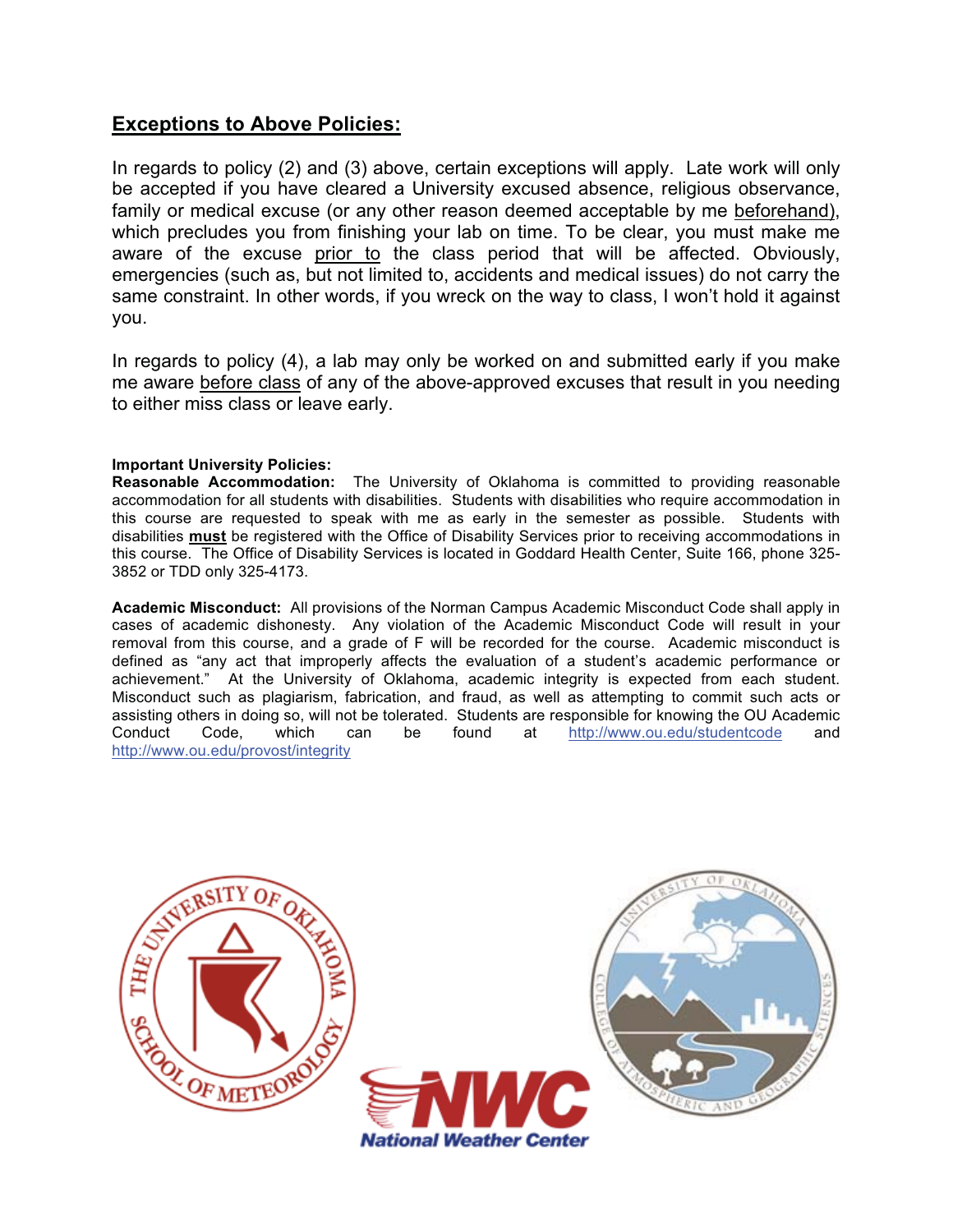## Exceptions to Above Policies:

In regards to policy (2) and (3) above, certain exceptions will apply. Late work will only be accepted if you have cleared a University excused absence, religious observance, family or medical excuse (or any other reason deemed acceptable by me beforehand), which precludes you from finishing your lab on time. To be clear, you must make me aware of the excuse prior to the class period that will be affected. Obviously, emergencies (such as, but not limited to, accidents and medical issues) do not carry the same constraint. In other words, if you wreck on the way to class, I won't hold it against you.

In regards to policy (4), a lab may only be worked on and submitted early if you make me aware before class of any of the above-approved excuses that result in you needing to either miss class or leave early.

**Important University Policies:**

**Reasonable Accommodation:** The University of Oklahoma is committed to providing reasonable accommodation for all students with disabilities. Students with disabilities who require accommodation in this course are requested to speak with me as early in the semester as possible. Students with disabilities **must** be registered with the Office of Disability Services prior to receiving accommodations in this course. The Office of Disability Services is located in Goddard Health Center, Suite 166, phone 325-3852 or TDD only 325-4173.

**Academic Misconduct:** All provisions of the Norman Campus Academic Misconduct Code shall apply in cases of academic dishonesty. Any violation of the Academic Misconduct Code will result in your removal from this course, and a grade of F will be recorded for the course. Academic misconduct is defined as "any act that improperly affects the evaluation of a student's academic performance or achievement." At the University of Oklahoma, academic integrity is expected from each student. Misconduct such as plagiarism, fabrication, and fraud, as well as attempting to commit such acts or assisting others in doing so, will not be tolerated. Students are responsible for knowing the OU Academic Conduct Code, which can be found at http://www.ou.edu/studentcode and http://www.ou.edu/provost/integrity